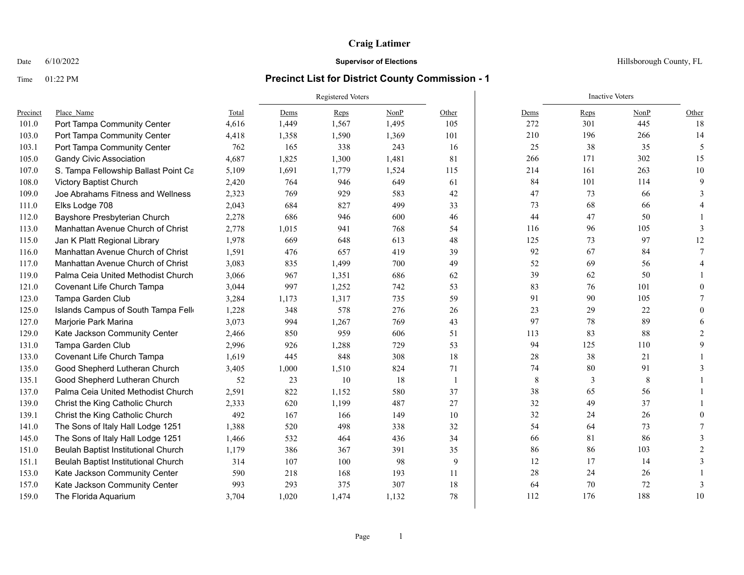# Craig Latimer

Date 6/10/2022 **Supervisor of Elections** Hillsborough County, FL

Time 01:22 PM

## Precinct List for District County Commission - 1

| Precinct | Place_Name | Total | Registered Voters | | | | Inactive Voters | | | |
|---|---|---|---|---|---|---|---|---|---|---|
| | | | Dems | Reps | NonP | Other | Dems | Reps | NonP | Other |
| 101.0 | Port Tampa Community Center | 4,616 | 1,449 | 1,567 | 1,495 | 105 | 272 | 301 | 445 | 18 |
| 103.0 | Port Tampa Community Center | 4,418 | 1,358 | 1,590 | 1,369 | 101 | 210 | 196 | 266 | 14 |
| 103.1 | Port Tampa Community Center | 762 | 165 | 338 | 243 | 16 | 25 | 38 | 35 | 5 |
| 105.0 | Gandy Civic Association | 4,687 | 1,825 | 1,300 | 1,481 | 81 | 266 | 171 | 302 | 15 |
| 107.0 | S. Tampa Fellowship Ballast Point Ca | 5,109 | 1,691 | 1,779 | 1,524 | 115 | 214 | 161 | 263 | 10 |
| 108.0 | Victory Baptist Church | 2,420 | 764 | 946 | 649 | 61 | 84 | 101 | 114 | 9 |
| 109.0 | Joe Abrahams Fitness and Wellness | 2,323 | 769 | 929 | 583 | 42 | 47 | 73 | 66 | 3 |
| 111.0 | Elks Lodge 708 | 2,043 | 684 | 827 | 499 | 33 | 73 | 68 | 66 | 4 |
| 112.0 | Bayshore Presbyterian Church | 2,278 | 686 | 946 | 600 | 46 | 44 | 47 | 50 | 1 |
| 113.0 | Manhattan Avenue Church of Christ | 2,778 | 1,015 | 941 | 768 | 54 | 116 | 96 | 105 | 3 |
| 115.0 | Jan K Platt Regional Library | 1,978 | 669 | 648 | 613 | 48 | 125 | 73 | 97 | 12 |
| 116.0 | Manhattan Avenue Church of Christ | 1,591 | 476 | 657 | 419 | 39 | 92 | 67 | 84 | 7 |
| 117.0 | Manhattan Avenue Church of Christ | 3,083 | 835 | 1,499 | 700 | 49 | 52 | 69 | 56 | 4 |
| 119.0 | Palma Ceia United Methodist Church | 3,066 | 967 | 1,351 | 686 | 62 | 39 | 62 | 50 | 1 |
| 121.0 | Covenant Life Church Tampa | 3,044 | 997 | 1,252 | 742 | 53 | 83 | 76 | 101 | 0 |
| 123.0 | Tampa Garden Club | 3,284 | 1,173 | 1,317 | 735 | 59 | 91 | 90 | 105 | 7 |
| 125.0 | Islands Campus of South Tampa Fell | 1,228 | 348 | 578 | 276 | 26 | 23 | 29 | 22 | 0 |
| 127.0 | Marjorie Park Marina | 3,073 | 994 | 1,267 | 769 | 43 | 97 | 78 | 89 | 6 |
| 129.0 | Kate Jackson Community Center | 2,466 | 850 | 959 | 606 | 51 | 113 | 83 | 88 | 2 |
| 131.0 | Tampa Garden Club | 2,996 | 926 | 1,288 | 729 | 53 | 94 | 125 | 110 | 9 |
| 133.0 | Covenant Life Church Tampa | 1,619 | 445 | 848 | 308 | 18 | 28 | 38 | 21 | 1 |
| 135.0 | Good Shepherd Lutheran Church | 3,405 | 1,000 | 1,510 | 824 | 71 | 74 | 80 | 91 | 3 |
| 135.1 | Good Shepherd Lutheran Church | 52 | 23 | 10 | 18 | 1 | 8 | 3 | 8 | 1 |
| 137.0 | Palma Ceia United Methodist Church | 2,591 | 822 | 1,152 | 580 | 37 | 38 | 65 | 56 | 1 |
| 139.0 | Christ the King Catholic Church | 2,333 | 620 | 1,199 | 487 | 27 | 32 | 49 | 37 | 1 |
| 139.1 | Christ the King Catholic Church | 492 | 167 | 166 | 149 | 10 | 32 | 24 | 26 | 0 |
| 141.0 | The Sons of Italy Hall Lodge 1251 | 1,388 | 520 | 498 | 338 | 32 | 54 | 64 | 73 | 7 |
| 145.0 | The Sons of Italy Hall Lodge 1251 | 1,466 | 532 | 464 | 436 | 34 | 66 | 81 | 86 | 3 |
| 151.0 | Beulah Baptist Institutional Church | 1,179 | 386 | 367 | 391 | 35 | 86 | 86 | 103 | 2 |
| 151.1 | Beulah Baptist Institutional Church | 314 | 107 | 100 | 98 | 9 | 12 | 17 | 14 | 3 |
| 153.0 | Kate Jackson Community Center | 590 | 218 | 168 | 193 | 11 | 28 | 24 | 26 | 1 |
| 157.0 | Kate Jackson Community Center | 993 | 293 | 375 | 307 | 18 | 64 | 70 | 72 | 3 |
| 159.0 | The Florida Aquarium | 3,704 | 1,020 | 1,474 | 1,132 | 78 | 112 | 176 | 188 | 10 |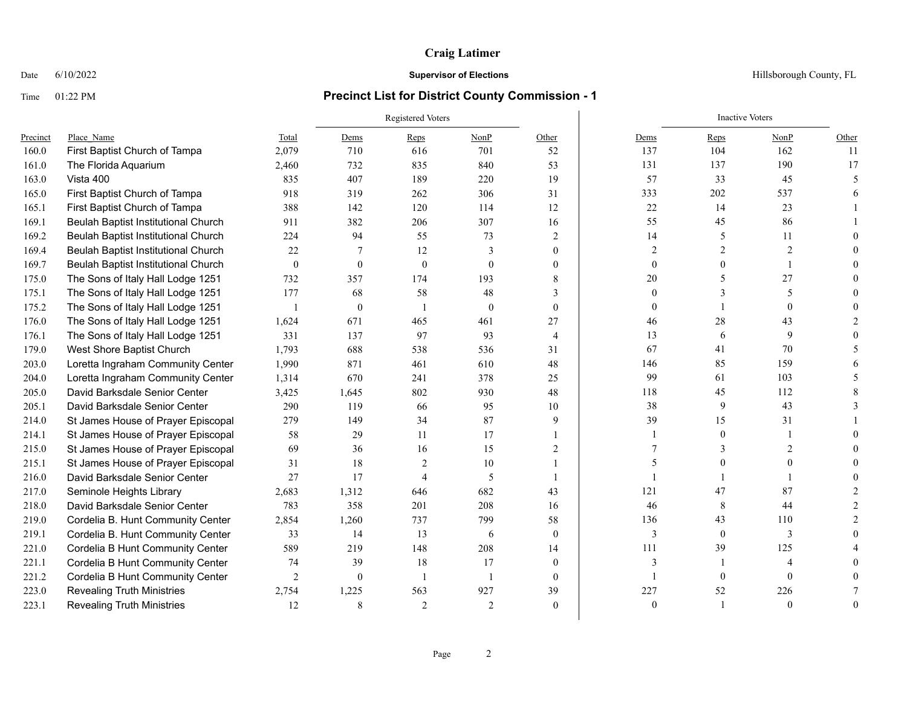**Craig Latimer**

Date 6/10/2022 **Supervisor of Elections** Hillsborough County, FL

Time 01:22 PM

## Precinct List for District County Commission - 1

| Precinct | Place_Name | Total | Registered Voters | | | | Inactive Voters | | | |
|---|---|---|---|---|---|---|---|---|---|---|
| | | | Dems | Reps | NonP | Other | Dems | Reps | NonP | Other |
| 160.0 | First Baptist Church of Tampa | 2,079 | 710 | 616 | 701 | 52 | 137 | 104 | 162 | 11 |
| 161.0 | The Florida Aquarium | 2,460 | 732 | 835 | 840 | 53 | 131 | 137 | 190 | 17 |
| 163.0 | Vista 400 | 835 | 407 | 189 | 220 | 19 | 57 | 33 | 45 | 5 |
| 165.0 | First Baptist Church of Tampa | 918 | 319 | 262 | 306 | 31 | 333 | 202 | 537 | 6 |
| 165.1 | First Baptist Church of Tampa | 388 | 142 | 120 | 114 | 12 | 22 | 14 | 23 | 1 |
| 169.1 | Beulah Baptist Institutional Church | 911 | 382 | 206 | 307 | 16 | 55 | 45 | 86 | 1 |
| 169.2 | Beulah Baptist Institutional Church | 224 | 94 | 55 | 73 | 2 | 14 | 5 | 11 | 0 |
| 169.4 | Beulah Baptist Institutional Church | 22 | 7 | 12 | 3 | 0 | 2 | 2 | 2 | 0 |
| 169.7 | Beulah Baptist Institutional Church | 0 | 0 | 0 | 0 | 0 | 0 | 0 | 1 | 0 |
| 175.0 | The Sons of Italy Hall Lodge 1251 | 732 | 357 | 174 | 193 | 8 | 20 | 5 | 27 | 0 |
| 175.1 | The Sons of Italy Hall Lodge 1251 | 177 | 68 | 58 | 48 | 3 | 0 | 3 | 5 | 0 |
| 175.2 | The Sons of Italy Hall Lodge 1251 | 1 | 0 | 1 | 0 | 0 | 0 | 1 | 0 | 0 |
| 176.0 | The Sons of Italy Hall Lodge 1251 | 1,624 | 671 | 465 | 461 | 27 | 46 | 28 | 43 | 2 |
| 176.1 | The Sons of Italy Hall Lodge 1251 | 331 | 137 | 97 | 93 | 4 | 13 | 6 | 9 | 0 |
| 179.0 | West Shore Baptist Church | 1,793 | 688 | 538 | 536 | 31 | 67 | 41 | 70 | 5 |
| 203.0 | Loretta Ingraham Community Center | 1,990 | 871 | 461 | 610 | 48 | 146 | 85 | 159 | 6 |
| 204.0 | Loretta Ingraham Community Center | 1,314 | 670 | 241 | 378 | 25 | 99 | 61 | 103 | 5 |
| 205.0 | David Barksdale Senior Center | 3,425 | 1,645 | 802 | 930 | 48 | 118 | 45 | 112 | 8 |
| 205.1 | David Barksdale Senior Center | 290 | 119 | 66 | 95 | 10 | 38 | 9 | 43 | 3 |
| 214.0 | St James House of Prayer Episcopal | 279 | 149 | 34 | 87 | 9 | 39 | 15 | 31 | 1 |
| 214.1 | St James House of Prayer Episcopal | 58 | 29 | 11 | 17 | 1 | 1 | 0 | 1 | 0 |
| 215.0 | St James House of Prayer Episcopal | 69 | 36 | 16 | 15 | 2 | 7 | 3 | 2 | 0 |
| 215.1 | St James House of Prayer Episcopal | 31 | 18 | 2 | 10 | 1 | 5 | 0 | 0 | 0 |
| 216.0 | David Barksdale Senior Center | 27 | 17 | 4 | 5 | 1 | 1 | 1 | 1 | 0 |
| 217.0 | Seminole Heights Library | 2,683 | 1,312 | 646 | 682 | 43 | 121 | 47 | 87 | 2 |
| 218.0 | David Barksdale Senior Center | 783 | 358 | 201 | 208 | 16 | 46 | 8 | 44 | 2 |
| 219.0 | Cordelia B. Hunt Community Center | 2,854 | 1,260 | 737 | 799 | 58 | 136 | 43 | 110 | 2 |
| 219.1 | Cordelia B. Hunt Community Center | 33 | 14 | 13 | 6 | 0 | 3 | 0 | 3 | 0 |
| 221.0 | Cordelia B Hunt Community Center | 589 | 219 | 148 | 208 | 14 | 111 | 39 | 125 | 4 |
| 221.1 | Cordelia B Hunt Community Center | 74 | 39 | 18 | 17 | 0 | 3 | 1 | 4 | 0 |
| 221.2 | Cordelia B Hunt Community Center | 2 | 0 | 1 | 1 | 0 | 1 | 0 | 0 | 0 |
| 223.0 | Revealing Truth Ministries | 2,754 | 1,225 | 563 | 927 | 39 | 227 | 52 | 226 | 7 |
| 223.1 | Revealing Truth Ministries | 12 | 8 | 2 | 2 | 0 | 0 | 1 | 0 | 0 |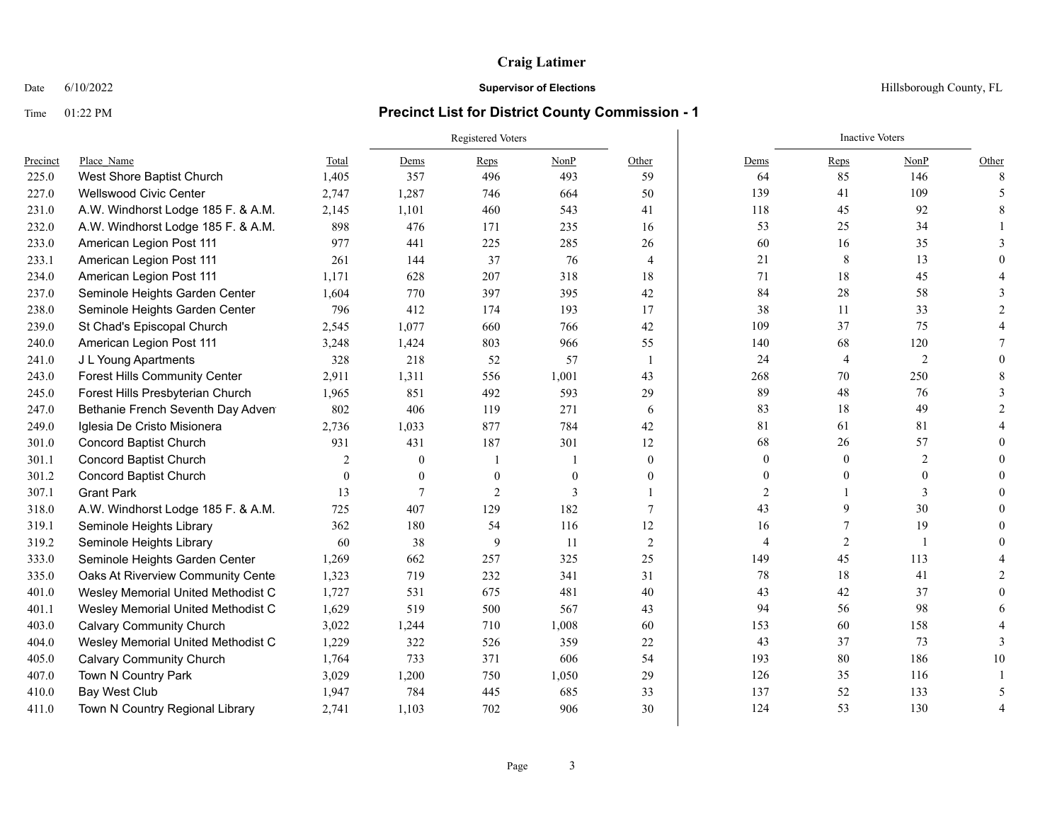# Craig Latimer

**Supervisor of Elections**

Hillsborough County, FL

Date 6/10/2022

Time 01:22 PM

## Precinct List for District County Commission - 1

| Precinct | Place_Name | Total | Registered Voters | | | | Inactive Voters | | | |
|---|---|---|---|---|---|---|---|---|---|---|
| | | | Dems | Reps | NonP | Other | Dems | Reps | NonP | Other |
| 225.0 | West Shore Baptist Church | 1,405 | 357 | 496 | 493 | 59 | 64 | 85 | 146 | 8 |
| 227.0 | Wellswood Civic Center | 2,747 | 1,287 | 746 | 664 | 50 | 139 | 41 | 109 | 5 |
| 231.0 | A.W. Windhorst Lodge 185 F. & A.M. | 2,145 | 1,101 | 460 | 543 | 41 | 118 | 45 | 92 | 8 |
| 232.0 | A.W. Windhorst Lodge 185 F. & A.M. | 898 | 476 | 171 | 235 | 16 | 53 | 25 | 34 | 1 |
| 233.0 | American Legion Post 111 | 977 | 441 | 225 | 285 | 26 | 60 | 16 | 35 | 3 |
| 233.1 | American Legion Post 111 | 261 | 144 | 37 | 76 | 4 | 21 | 8 | 13 | 0 |
| 234.0 | American Legion Post 111 | 1,171 | 628 | 207 | 318 | 18 | 71 | 18 | 45 | 4 |
| 237.0 | Seminole Heights Garden Center | 1,604 | 770 | 397 | 395 | 42 | 84 | 28 | 58 | 3 |
| 238.0 | Seminole Heights Garden Center | 796 | 412 | 174 | 193 | 17 | 38 | 11 | 33 | 2 |
| 239.0 | St Chad's Episcopal Church | 2,545 | 1,077 | 660 | 766 | 42 | 109 | 37 | 75 | 4 |
| 240.0 | American Legion Post 111 | 3,248 | 1,424 | 803 | 966 | 55 | 140 | 68 | 120 | 7 |
| 241.0 | J L Young Apartments | 328 | 218 | 52 | 57 | 1 | 24 | 4 | 2 | 0 |
| 243.0 | Forest Hills Community Center | 2,911 | 1,311 | 556 | 1,001 | 43 | 268 | 70 | 250 | 8 |
| 245.0 | Forest Hills Presbyterian Church | 1,965 | 851 | 492 | 593 | 29 | 89 | 48 | 76 | 3 |
| 247.0 | Bethanie French Seventh Day Adven | 802 | 406 | 119 | 271 | 6 | 83 | 18 | 49 | 2 |
| 249.0 | Iglesia De Cristo Misionera | 2,736 | 1,033 | 877 | 784 | 42 | 81 | 61 | 81 | 4 |
| 301.0 | Concord Baptist Church | 931 | 431 | 187 | 301 | 12 | 68 | 26 | 57 | 0 |
| 301.1 | Concord Baptist Church | 2 | 0 | 1 | 1 | 0 | 0 | 0 | 2 | 0 |
| 301.2 | Concord Baptist Church | 0 | 0 | 0 | 0 | 0 | 0 | 0 | 0 | 0 |
| 307.1 | Grant Park | 13 | 7 | 2 | 3 | 1 | 2 | 1 | 3 | 0 |
| 318.0 | A.W. Windhorst Lodge 185 F. & A.M. | 725 | 407 | 129 | 182 | 7 | 43 | 9 | 30 | 0 |
| 319.1 | Seminole Heights Library | 362 | 180 | 54 | 116 | 12 | 16 | 7 | 19 | 0 |
| 319.2 | Seminole Heights Library | 60 | 38 | 9 | 11 | 2 | 4 | 2 | 1 | 0 |
| 333.0 | Seminole Heights Garden Center | 1,269 | 662 | 257 | 325 | 25 | 149 | 45 | 113 | 4 |
| 335.0 | Oaks At Riverview Community Cente | 1,323 | 719 | 232 | 341 | 31 | 78 | 18 | 41 | 2 |
| 401.0 | Wesley Memorial United Methodist C | 1,727 | 531 | 675 | 481 | 40 | 43 | 42 | 37 | 0 |
| 401.1 | Wesley Memorial United Methodist C | 1,629 | 519 | 500 | 567 | 43 | 94 | 56 | 98 | 6 |
| 403.0 | Calvary Community Church | 3,022 | 1,244 | 710 | 1,008 | 60 | 153 | 60 | 158 | 4 |
| 404.0 | Wesley Memorial United Methodist C | 1,229 | 322 | 526 | 359 | 22 | 43 | 37 | 73 | 3 |
| 405.0 | Calvary Community Church | 1,764 | 733 | 371 | 606 | 54 | 193 | 80 | 186 | 10 |
| 407.0 | Town N Country Park | 3,029 | 1,200 | 750 | 1,050 | 29 | 126 | 35 | 116 | 1 |
| 410.0 | Bay West Club | 1,947 | 784 | 445 | 685 | 33 | 137 | 52 | 133 | 5 |
| 411.0 | Town N Country Regional Library | 2,741 | 1,103 | 702 | 906 | 30 | 124 | 53 | 130 | 4 |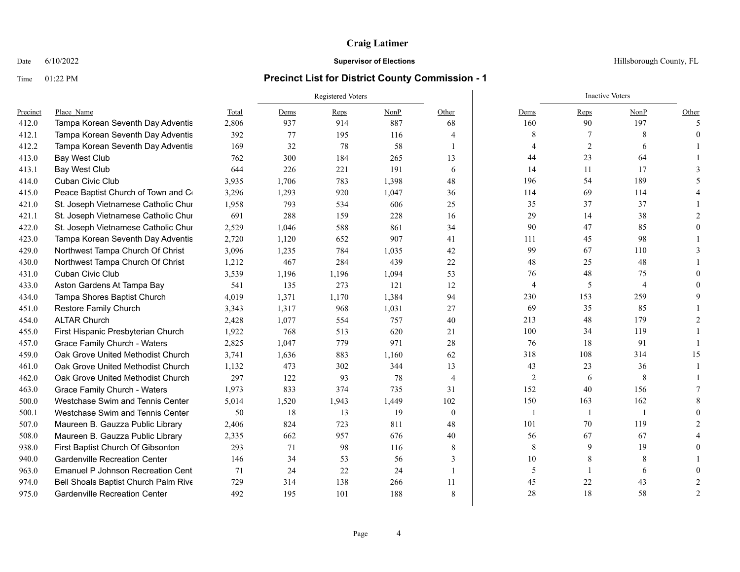# Craig Latimer

Date 6/10/2022 **Supervisor of Elections** Hillsborough County, FL

Time 01:22 PM

## Precinct List for District County Commission - 1

| Precinct | Place_Name | Total | Registered Voters | | | | Inactive Voters | | | |
|---|---|---|---|---|---|---|---|---|---|---|
| | | | Dems | Reps | NonP | Other | Dems | Reps | NonP | Other |
| 412.0 | Tampa Korean Seventh Day Adventis | 2,806 | 937 | 914 | 887 | 68 | 160 | 90 | 197 | 5 |
| 412.1 | Tampa Korean Seventh Day Adventis | 392 | 77 | 195 | 116 | 4 | 8 | 7 | 8 | 0 |
| 412.2 | Tampa Korean Seventh Day Adventis | 169 | 32 | 78 | 58 | 1 | 4 | 2 | 6 | 1 |
| 413.0 | Bay West Club | 762 | 300 | 184 | 265 | 13 | 44 | 23 | 64 | 1 |
| 413.1 | Bay West Club | 644 | 226 | 221 | 191 | 6 | 14 | 11 | 17 | 3 |
| 414.0 | Cuban Civic Club | 3,935 | 1,706 | 783 | 1,398 | 48 | 196 | 54 | 189 | 5 |
| 415.0 | Peace Baptist Church of Town and Co | 3,296 | 1,293 | 920 | 1,047 | 36 | 114 | 69 | 114 | 4 |
| 421.0 | St. Joseph Vietnamese Catholic Chur | 1,958 | 793 | 534 | 606 | 25 | 35 | 37 | 37 | 1 |
| 421.1 | St. Joseph Vietnamese Catholic Chur | 691 | 288 | 159 | 228 | 16 | 29 | 14 | 38 | 2 |
| 422.0 | St. Joseph Vietnamese Catholic Chur | 2,529 | 1,046 | 588 | 861 | 34 | 90 | 47 | 85 | 0 |
| 423.0 | Tampa Korean Seventh Day Adventis | 2,720 | 1,120 | 652 | 907 | 41 | 111 | 45 | 98 | 1 |
| 429.0 | Northwest Tampa Church Of Christ | 3,096 | 1,235 | 784 | 1,035 | 42 | 99 | 67 | 110 | 3 |
| 430.0 | Northwest Tampa Church Of Christ | 1,212 | 467 | 284 | 439 | 22 | 48 | 25 | 48 | 1 |
| 431.0 | Cuban Civic Club | 3,539 | 1,196 | 1,196 | 1,094 | 53 | 76 | 48 | 75 | 0 |
| 433.0 | Aston Gardens At Tampa Bay | 541 | 135 | 273 | 121 | 12 | 4 | 5 | 4 | 0 |
| 434.0 | Tampa Shores Baptist Church | 4,019 | 1,371 | 1,170 | 1,384 | 94 | 230 | 153 | 259 | 9 |
| 451.0 | Restore Family Church | 3,343 | 1,317 | 968 | 1,031 | 27 | 69 | 35 | 85 | 1 |
| 454.0 | ALTAR Church | 2,428 | 1,077 | 554 | 757 | 40 | 213 | 48 | 179 | 2 |
| 455.0 | First Hispanic Presbyterian Church | 1,922 | 768 | 513 | 620 | 21 | 100 | 34 | 119 | 1 |
| 457.0 | Grace Family Church - Waters | 2,825 | 1,047 | 779 | 971 | 28 | 76 | 18 | 91 | 1 |
| 459.0 | Oak Grove United Methodist Church | 3,741 | 1,636 | 883 | 1,160 | 62 | 318 | 108 | 314 | 15 |
| 461.0 | Oak Grove United Methodist Church | 1,132 | 473 | 302 | 344 | 13 | 43 | 23 | 36 | 1 |
| 462.0 | Oak Grove United Methodist Church | 297 | 122 | 93 | 78 | 4 | 2 | 6 | 8 | 1 |
| 463.0 | Grace Family Church - Waters | 1,973 | 833 | 374 | 735 | 31 | 152 | 40 | 156 | 7 |
| 500.0 | Westchase Swim and Tennis Center | 5,014 | 1,520 | 1,943 | 1,449 | 102 | 150 | 163 | 162 | 8 |
| 500.1 | Westchase Swim and Tennis Center | 50 | 18 | 13 | 19 | 0 | 1 | 1 | 1 | 0 |
| 507.0 | Maureen B. Gauzza Public Library | 2,406 | 824 | 723 | 811 | 48 | 101 | 70 | 119 | 2 |
| 508.0 | Maureen B. Gauzza Public Library | 2,335 | 662 | 957 | 676 | 40 | 56 | 67 | 67 | 4 |
| 938.0 | First Baptist Church Of Gibsonton | 293 | 71 | 98 | 116 | 8 | 8 | 9 | 19 | 0 |
| 940.0 | Gardenville Recreation Center | 146 | 34 | 53 | 56 | 3 | 10 | 8 | 8 | 1 |
| 963.0 | Emanuel P Johnson Recreation Cent | 71 | 24 | 22 | 24 | 1 | 5 | 1 | 6 | 0 |
| 974.0 | Bell Shoals Baptist Church Palm Rive | 729 | 314 | 138 | 266 | 11 | 45 | 22 | 43 | 2 |
| 975.0 | Gardenville Recreation Center | 492 | 195 | 101 | 188 | 8 | 28 | 18 | 58 | 2 |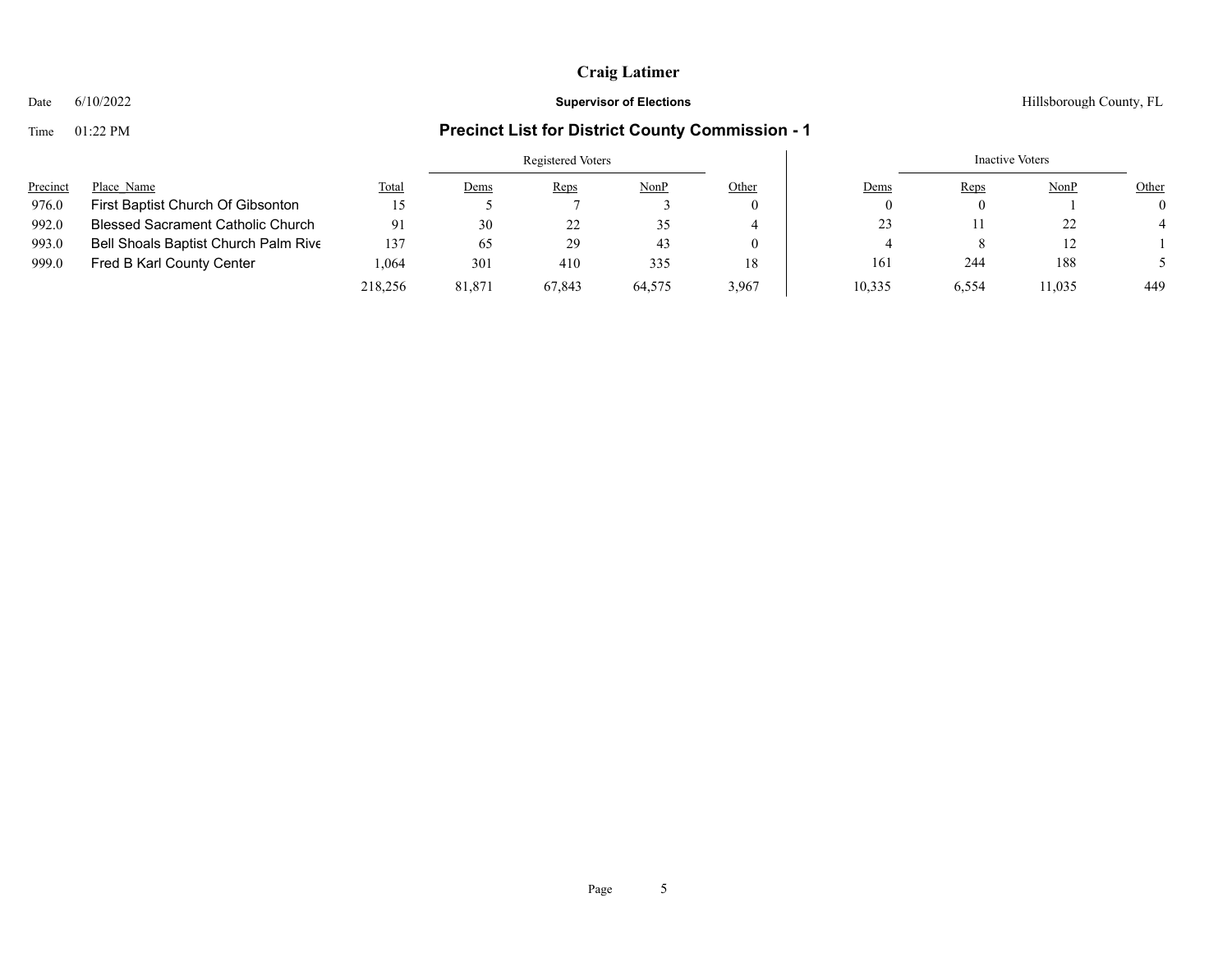Craig Latimer

Date 6/10/2022

**Supervisor of Elections**

Hillsborough County, FL

Time 01:22 PM

## Precinct List for District County Commission - 1

| | | | Registered Voters | | | | Inactive Voters | | | |
|---|---|---|---|---|---|---|---|---|---|---|
| Precinct | Place_Name | Total | Dems | Reps | NonP | Other | Dems | Reps | NonP | Other |
| 976.0 | First Baptist Church Of Gibsonton | 15 | 5 | 7 | 3 | 0 | 0 | 0 | 1 | 0 |
| 992.0 | Blessed Sacrament Catholic Church | 91 | 30 | 22 | 35 | 4 | 23 | 11 | 22 | 4 |
| 993.0 | Bell Shoals Baptist Church Palm Rive | 137 | 65 | 29 | 43 | 0 | 4 | 8 | 12 | 1 |
| 999.0 | Fred B Karl County Center | 1,064 | 301 | 410 | 335 | 18 | 161 | 244 | 188 | 5 |
| | | 218,256 | 81,871 | 67,843 | 64,575 | 3,967 | 10,335 | 6,554 | 11,035 | 449 |